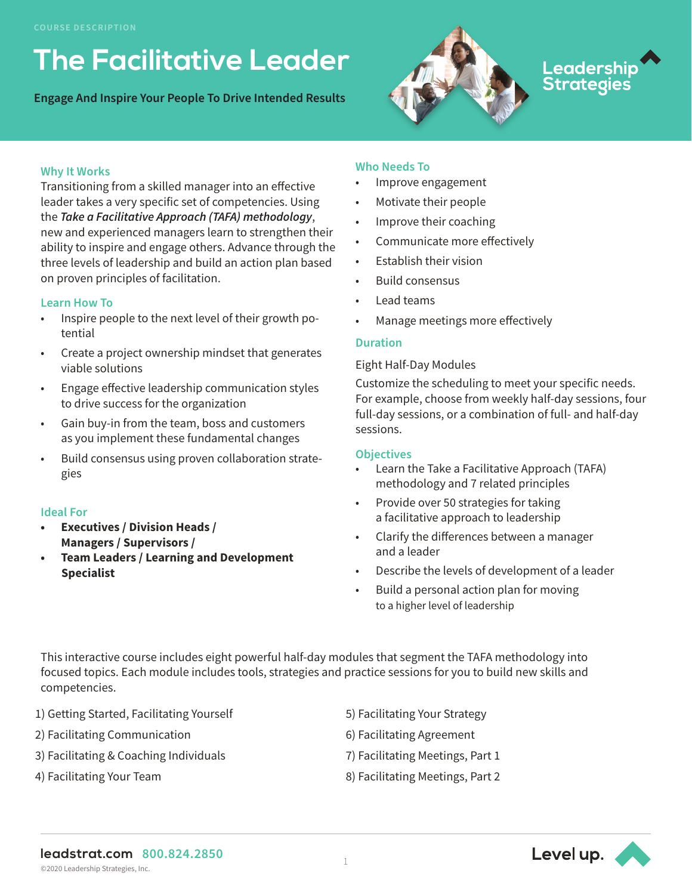COURSE DESCRIPTION

# The Facilitative Leader

**Engage And Inspire Your People To Drive Intended Results**

Leadership Strategies

### Why It Works

Transitioning from a skilled manager into an effective leader takes a very specific set of competencies. Using the ***Take a Facilitative Approach (TAFA) methodology***, new and experienced managers learn to strengthen their ability to inspire and engage others. Advance through the three levels of leadership and build an action plan based on proven principles of facilitation.

### Learn How To

- Inspire people to the next level of their growth potential
- Create a project ownership mindset that generates viable solutions
- Engage effective leadership communication styles to drive success for the organization
- Gain buy-in from the team, boss and customers as you implement these fundamental changes
- Build consensus using proven collaboration strategies

### Ideal For

- **Executives / Division Heads / Managers / Supervisors /**
- **Team Leaders / Learning and Development Specialist**

### Who Needs To

- Improve engagement
- Motivate their people
- Improve their coaching
- Communicate more effectively
- Establish their vision
- Build consensus
- Lead teams
- Manage meetings more effectively

### Duration

Eight Half-Day Modules

Customize the scheduling to meet your specific needs. For example, choose from weekly half-day sessions, four full-day sessions, or a combination of full- and half-day sessions.

### Objectives

- Learn the Take a Facilitative Approach (TAFA) methodology and 7 related principles
- Provide over 50 strategies for taking a facilitative approach to leadership
- Clarify the differences between a manager and a leader
- Describe the levels of development of a leader
- Build a personal action plan for moving to a higher level of leadership

This interactive course includes eight powerful half-day modules that segment the TAFA methodology into focused topics. Each module includes tools, strategies and practice sessions for you to build new skills and competencies.

1) Getting Started, Facilitating Yourself
2) Facilitating Communication
3) Facilitating & Coaching Individuals
4) Facilitating Your Team
5) Facilitating Your Strategy
6) Facilitating Agreement
7) Facilitating Meetings, Part 1
8) Facilitating Meetings, Part 2

**leadstrat.com** 800.824.2850

©2020 Leadership Strategies, Inc.

Level up.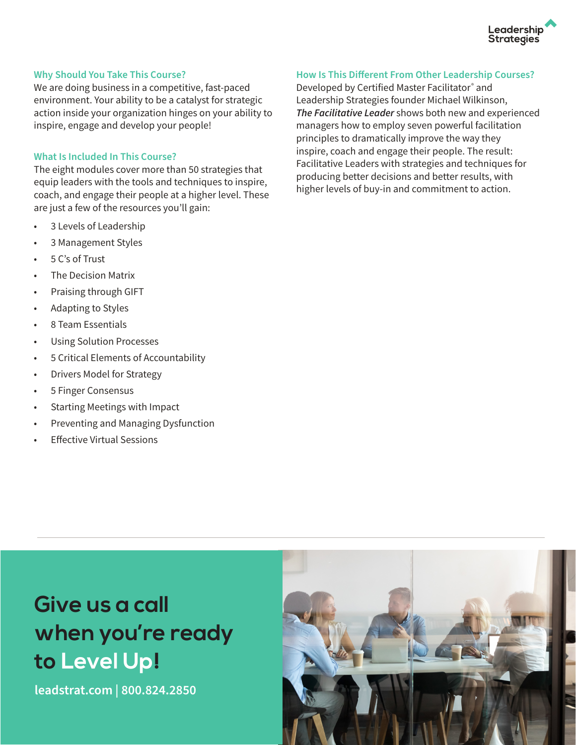## Why Should You Take This Course?

We are doing business in a competitive, fast-paced environment. Your ability to be a catalyst for strategic action inside your organization hinges on your ability to inspire, engage and develop your people!

## What Is Included In This Course?

The eight modules cover more than 50 strategies that equip leaders with the tools and techniques to inspire, coach, and engage their people at a higher level. These are just a few of the resources you'll gain:

- 3 Levels of Leadership
- 3 Management Styles
- 5 C's of Trust
- The Decision Matrix
- Praising through GIFT
- Adapting to Styles
- 8 Team Essentials
- Using Solution Processes
- 5 Critical Elements of Accountability
- Drivers Model for Strategy
- 5 Finger Consensus
- Starting Meetings with Impact
- Preventing and Managing Dysfunction
- Effective Virtual Sessions

## How Is This Different From Other Leadership Courses?

Developed by Certified Master Facilitator® and Leadership Strategies founder Michael Wilkinson, ***The Facilitative Leader*** shows both new and experienced managers how to employ seven powerful facilitation principles to dramatically improve the way they inspire, coach and engage their people. The result: Facilitative Leaders with strategies and techniques for producing better decisions and better results, with higher levels of buy-in and commitment to action.

---

# Give us a call when you're ready to Level Up!

**leadstrat.com | 800.824.2850**